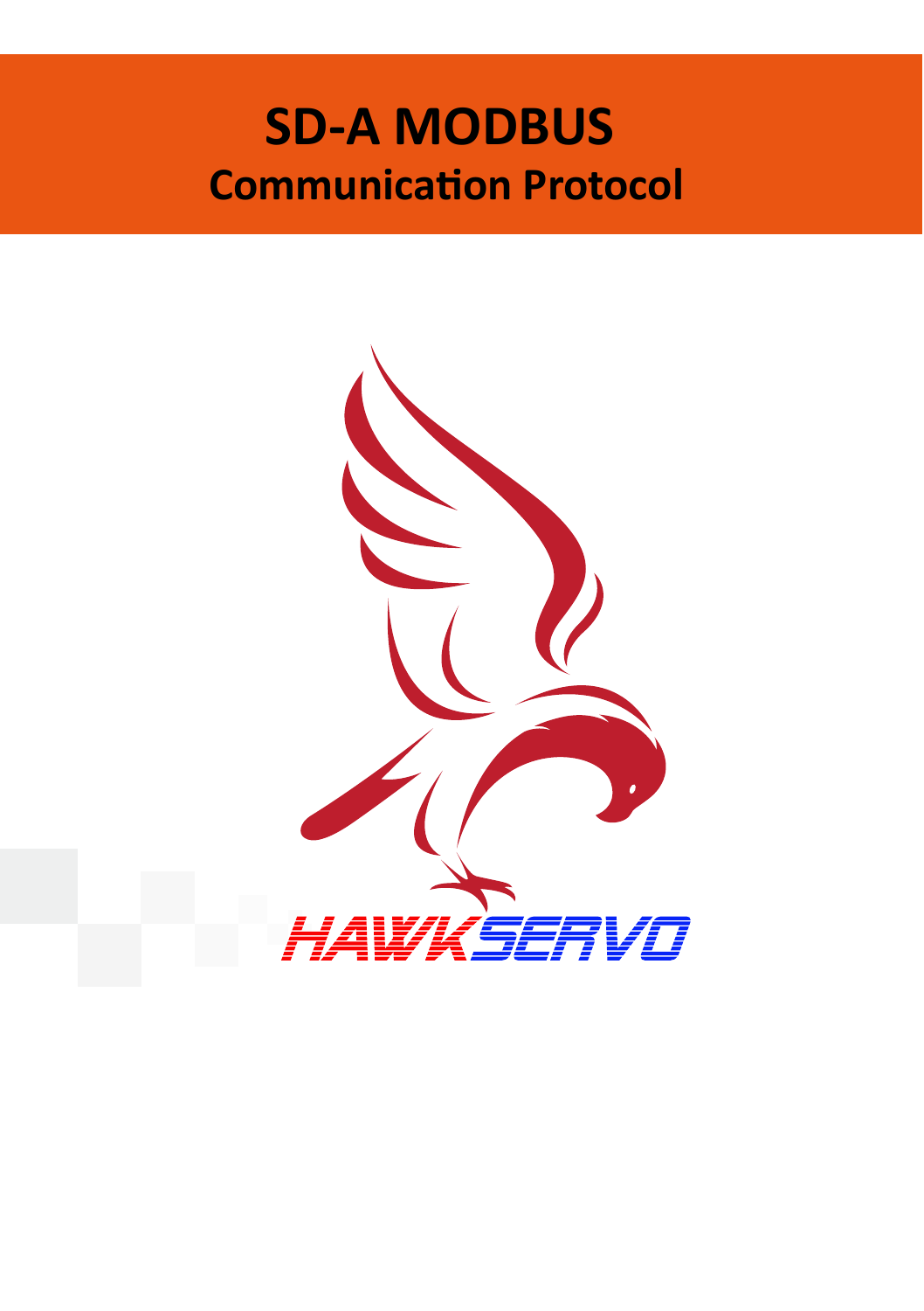# SD-A MODBUS

## Communication Protocol

HAWKSERVO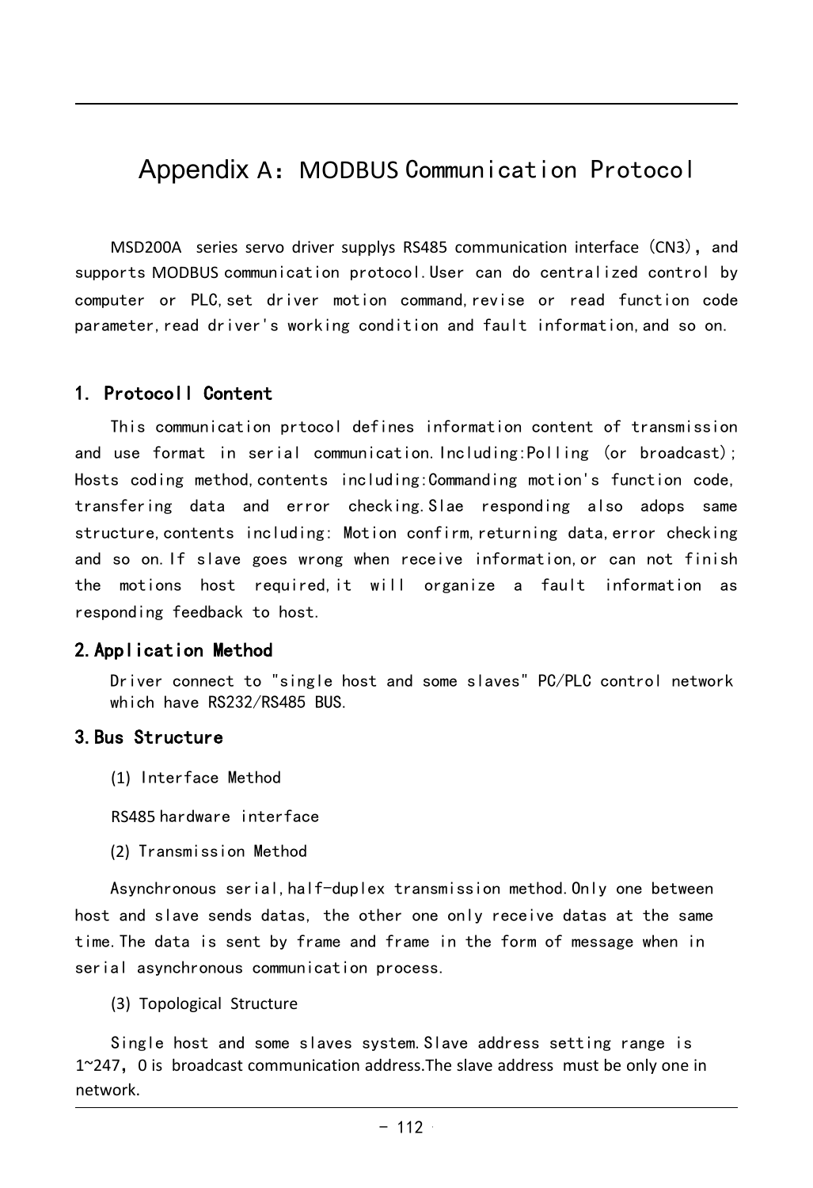# Appendix A：MODBUS Communication Protocol

MSD200A series servo driver supplys RS485 communication interface（CN3）, and supports MODBUS communication protocol.User can do centralized control by computer or PLC,set driver motion command,revise or read function code parameter,read driver's working condition and fault information,and so on.

## 1. Protocoll Content

This communication prtocol defines information content of transmission and use format in serial communication.Including:Polling (or broadcast); Hosts coding method,contents including:Commanding motion's function code, transfering data and error checking.Slae responding also adops same structure,contents including: Motion confirm,returning data,error checking and so on.If slave goes wrong when receive information,or can not finish the motions host required,it will organize a fault information as responding feedback to host.

## 2.Application Method

Driver connect to "single host and some slaves" PC/PLC control network which have RS232/RS485 BUS.

## 3.Bus Structure

(1) Interface Method

RS485 hardware interface

(2) Transmission Method

Asynchronous serial,half-duplex transmission method.Only one between host and slave sends datas, the other one only receive datas at the same time.The data is sent by frame and frame in the form of message when in serial asynchronous communication process.

(3) Topological Structure

Single host and some slaves system.Slave address setting range is 1~247，0 is broadcast communication address.The slave address must be only one in network.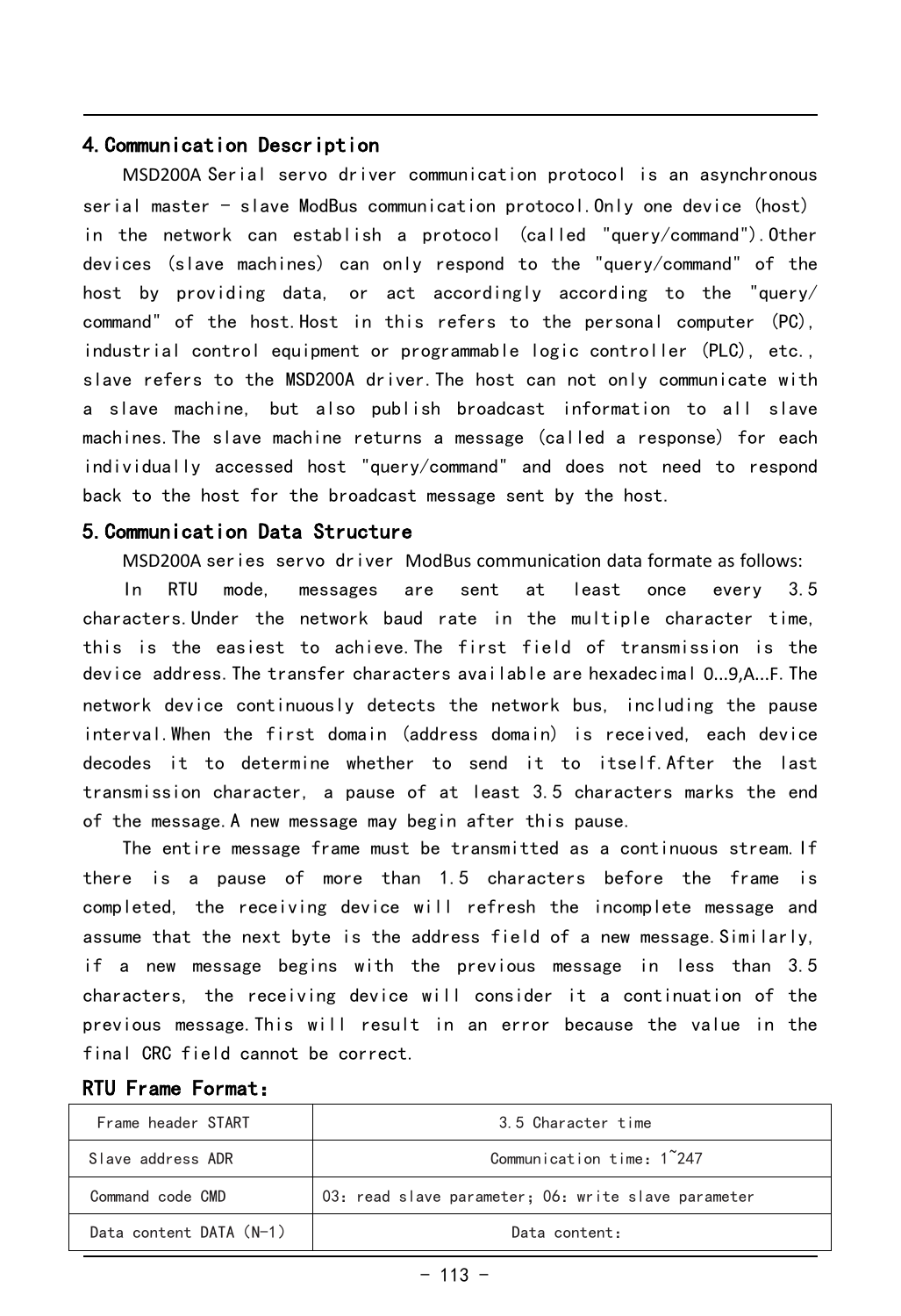## 4.Communication Description

MSD200A Serial servo driver communication protocol is an asynchronous serial master - slave ModBus communication protocol.Only one device (host) in the network can establish a protocol (called "query/command").Other devices (slave machines) can only respond to the "query/command" of the host by providing data, or act accordingly according to the "query/ command" of the host.Host in this refers to the personal computer (PC), industrial control equipment or programmable logic controller (PLC), etc., slave refers to the MSD200A driver.The host can not only communicate with a slave machine, but also publish broadcast information to all slave machines.The slave machine returns a message (called a response) for each individually accessed host "query/command" and does not need to respond back to the host for the broadcast message sent by the host.

## 5.Communication Data Structure

MSD200A series servo driver ModBus communication data formate as follows:

In RTU mode, messages are sent at least once every 3.5 characters.Under the network baud rate in the multiple character time, this is the easiest to achieve.The first field of transmission is the device address.The transfer characters available are hexadecimal 0...9,A...F.The network device continuously detects the network bus, including the pause interval.When the first domain (address domain) is received, each device decodes it to determine whether to send it to itself.After the last transmission character, a pause of at least 3.5 characters marks the end of the message.A new message may begin after this pause.

The entire message frame must be transmitted as a continuous stream.If there is a pause of more than 1.5 characters before the frame is completed, the receiving device will refresh the incomplete message and assume that the next byte is the address field of a new message.Similarly, if a new message begins with the previous message in less than 3.5 characters, the receiving device will consider it a continuation of the previous message.This will result in an error because the value in the final CRC field cannot be correct.

**RTU Frame Format:**

| Frame header START | 3.5 Character time |
|---|---|
| Slave address ADR | Communication time: 1~247 |
| Command code CMD | 03: read slave parameter; 06: write slave parameter |
| Data content DATA (N-1) | Data content: |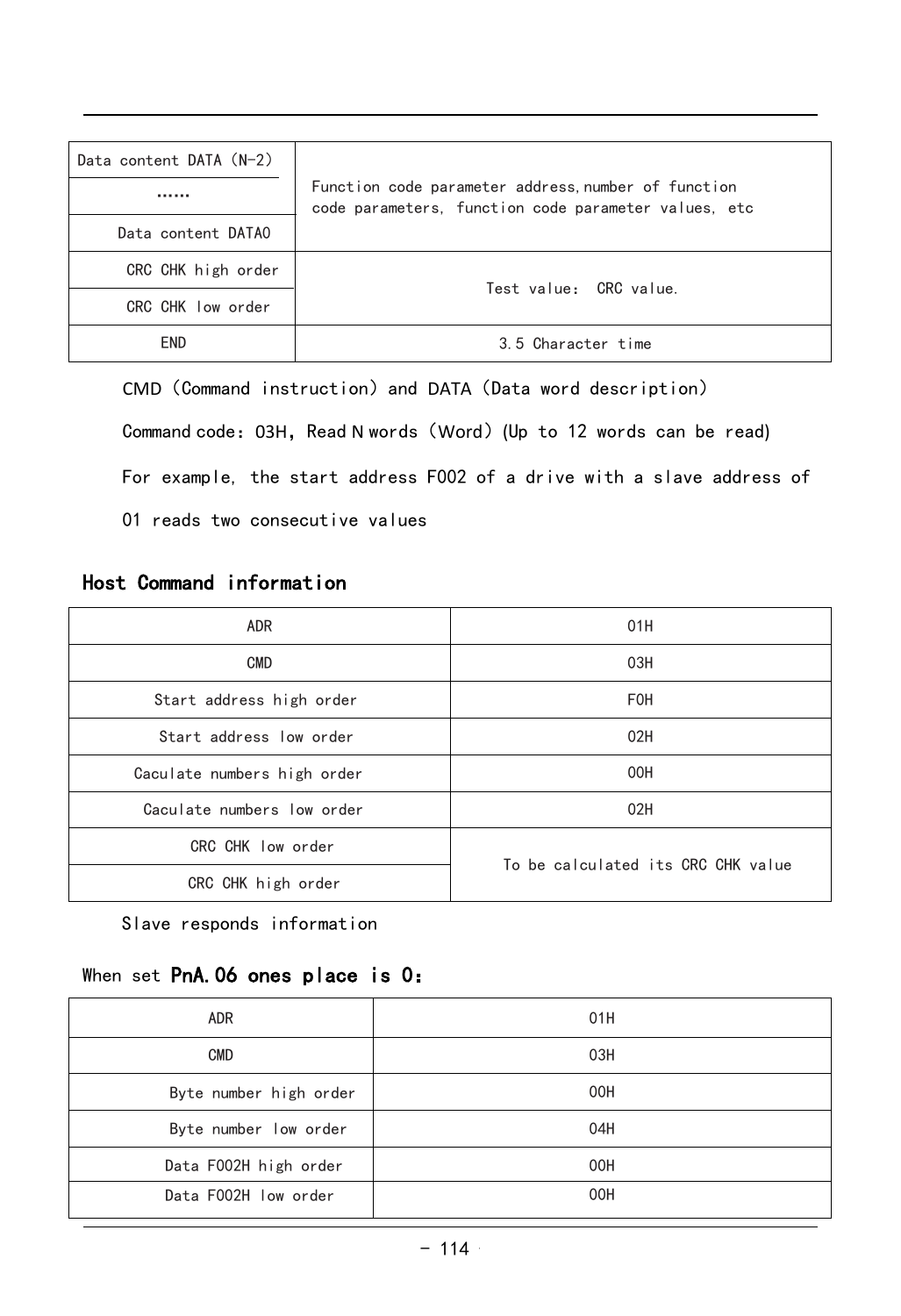| Data content DATA (N-2) | Function code parameter address,number of function code parameters, function code parameter values, etc |
| --- | --- |
| …… | |
| Data content DATA0 | |
| CRC CHK high order | Test value: CRC value. |
| CRC CHK low order | |
| END | 3.5 Character time |

CMD (Command instruction) and DATA (Data word description)

Command code: 03H, Read N words (Word) (Up to 12 words can be read)

For example, the start address F002 of a drive with a slave address of 01 reads two consecutive values

## Host Command information

| ADR | 01H |
| --- | --- |
| CMD | 03H |
| Start address high order | F0H |
| Start address low order | 02H |
| Caculate numbers high order | 00H |
| Caculate numbers low order | 02H |
| CRC CHK low order | To be calculated its CRC CHK value |
| CRC CHK high order | |

Slave responds information

When set **PnA.06 ones place is 0:**

| ADR | 01H |
| --- | --- |
| CMD | 03H |
| Byte number high order | 00H |
| Byte number low order | 04H |
| Data F002H high order | 00H |
| Data F002H low order | 00H |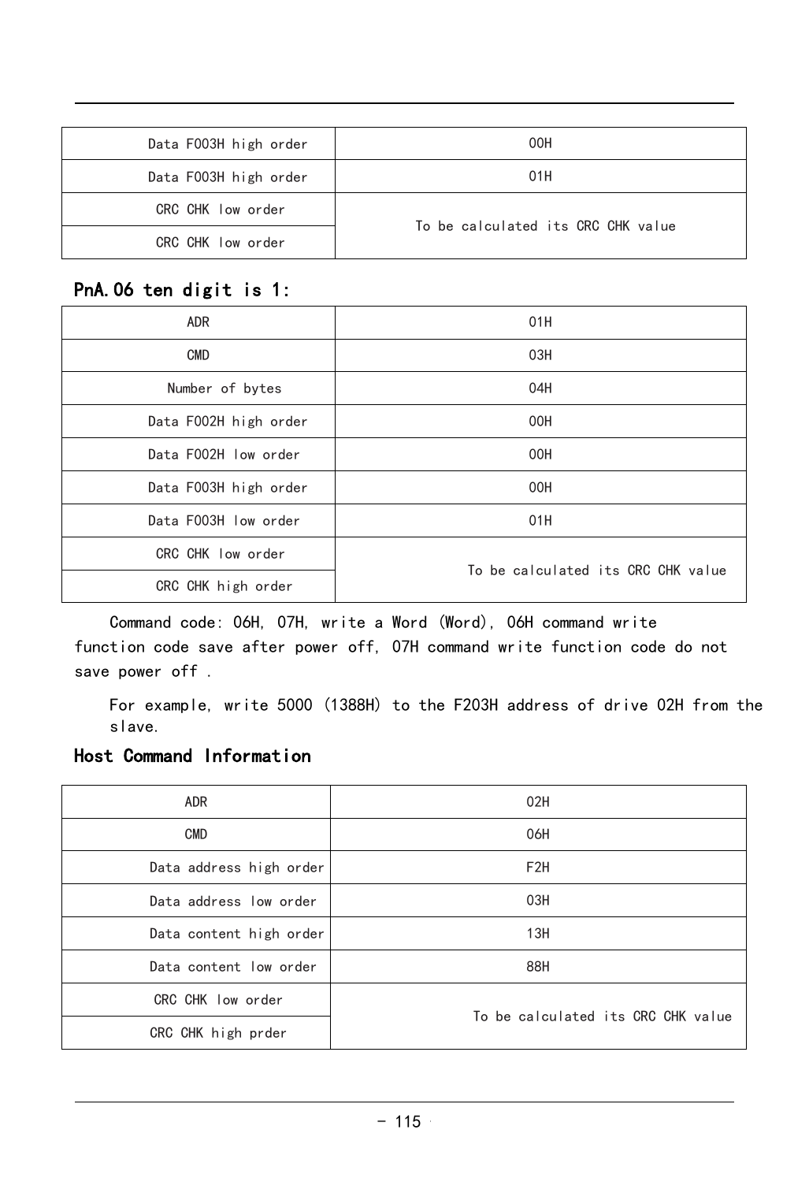| Data F003H high order | 00H |
|---|---|
| Data F003H high order | 01H |
| CRC CHK low order | To be calculated its CRC CHK value |
| CRC CHK low order | |

## PnA.06 ten digit is 1:

| ADR | 01H |
|---|---|
| CMD | 03H |
| Number of bytes | 04H |
| Data F002H high order | 00H |
| Data F002H low order | 00H |
| Data F003H high order | 00H |
| Data F003H low order | 01H |
| CRC CHK low order | To be calculated its CRC CHK value |
| CRC CHK high order | |

Command code: 06H, 07H, write a Word (Word), 06H command write function code save after power off, 07H command write function code do not save power off .

For example, write 5000 (1388H) to the F203H address of drive 02H from the slave.

## Host Command Information

| ADR | 02H |
|---|---|
| CMD | 06H |
| Data address high order | F2H |
| Data address low order | 03H |
| Data content high order | 13H |
| Data content low order | 88H |
| CRC CHK low order | To be calculated its CRC CHK value |
| CRC CHK high prder | |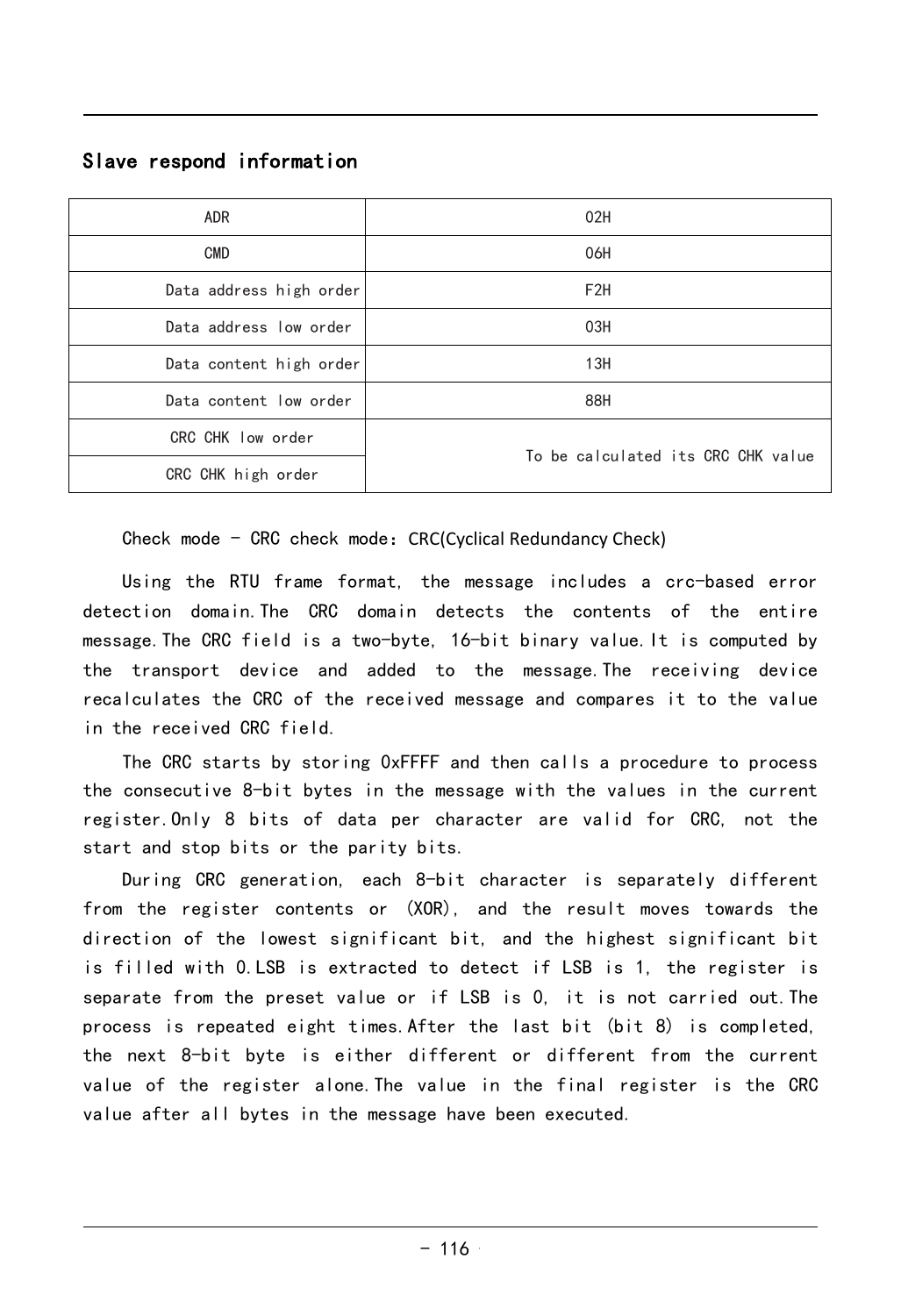## Slave respond information

| ADR | 02H |
|---|---|
| CMD | 06H |
| Data address high order | F2H |
| Data address low order | 03H |
| Data content high order | 13H |
| Data content low order | 88H |
| CRC CHK low order | To be calculated its CRC CHK value |
| CRC CHK high order | |

Check mode - CRC check mode：CRC(Cyclical Redundancy Check)

Using the RTU frame format, the message includes a crc-based error detection domain.The CRC domain detects the contents of the entire message.The CRC field is a two-byte, 16-bit binary value.It is computed by the transport device and added to the message.The receiving device recalculates the CRC of the received message and compares it to the value in the received CRC field.

The CRC starts by storing 0xFFFF and then calls a procedure to process the consecutive 8-bit bytes in the message with the values in the current register.Only 8 bits of data per character are valid for CRC, not the start and stop bits or the parity bits.

During CRC generation, each 8-bit character is separately different from the register contents or (XOR), and the result moves towards the direction of the lowest significant bit, and the highest significant bit is filled with 0.LSB is extracted to detect if LSB is 1, the register is separate from the preset value or if LSB is 0, it is not carried out.The process is repeated eight times.After the last bit (bit 8) is completed, the next 8-bit byte is either different or different from the current value of the register alone.The value in the final register is the CRC value after all bytes in the message have been executed.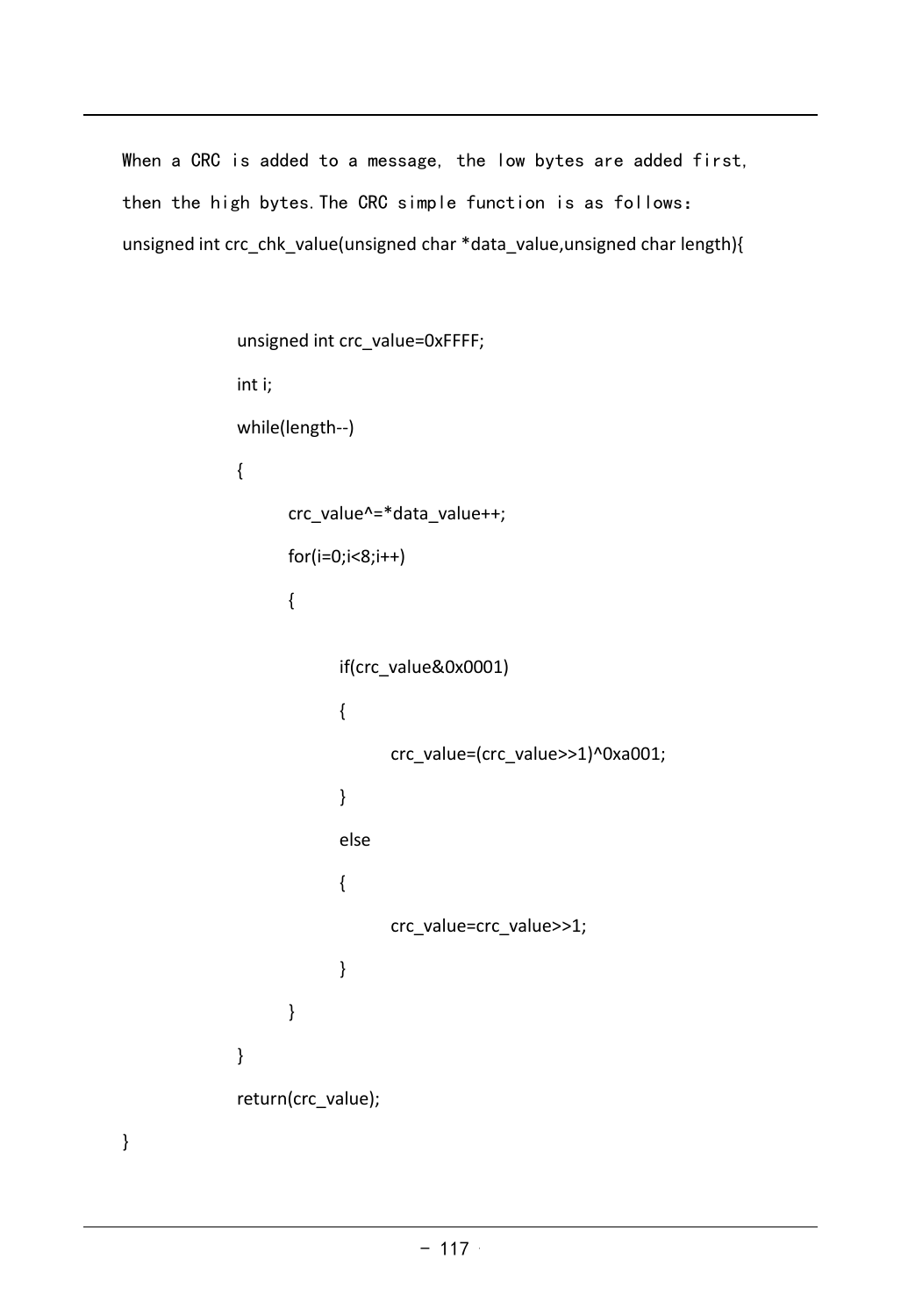When a CRC is added to a message, the low bytes are added first, then the high bytes. The CRC simple function is as follows:

```
unsigned int crc_chk_value(unsigned char *data_value,unsigned char length){

        unsigned int crc_value=0xFFFF;
        int i;
        while(length--)
        {
                crc_value^=*data_value++;
                for(i=0;i<8;i++)
                {

                        if(crc_value&0x0001)
                        {
                                crc_value=(crc_value>>1)^0xa001;
                        }
                        else
                        {
                                crc_value=crc_value>>1;
                        }
                }
        }
        return(crc_value);
}
```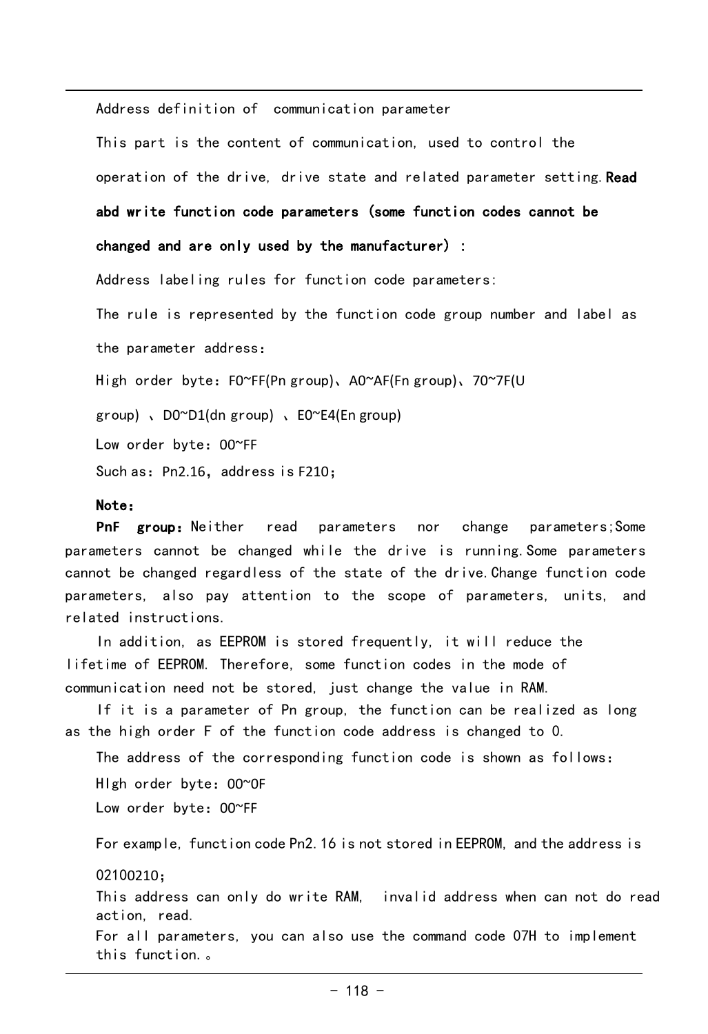Address definition of communication parameter

This part is the content of communication, used to control the operation of the drive, drive state and related parameter setting. **Read abd write function code parameters (some function codes cannot be changed and are only used by the manufacturer) :**

Address labeling rules for function code parameters:

The rule is represented by the function code group number and label as the parameter address:

High order byte: F0~FF(Pn group)、A0~AF(Fn group)、70~7F(U group) 、D0~D1(dn group) 、E0~E4(En group)

Low order byte: 00~FF

Such as: Pn2.16, address is F210;

**Note:**

**PnF group:** Neither read parameters nor change parameters;Some parameters cannot be changed while the drive is running.Some parameters cannot be changed regardless of the state of the drive.Change function code parameters, also pay attention to the scope of parameters, units, and related instructions.

In addition, as EEPROM is stored frequently, it will reduce the lifetime of EEPROM. Therefore, some function codes in the mode of communication need not be stored, just change the value in RAM.

If it is a parameter of Pn group, the function can be realized as long as the high order F of the function code address is changed to 0.

The address of the corresponding function code is shown as follows:

HIgh order byte: 00~0F

Low order byte: 00~FF

For example, function code Pn2.16 is not stored in EEPROM, and the address is 02100210;

This address can only do write RAM, invalid address when can not do read action, read.

For all parameters, you can also use the command code 07H to implement this function.。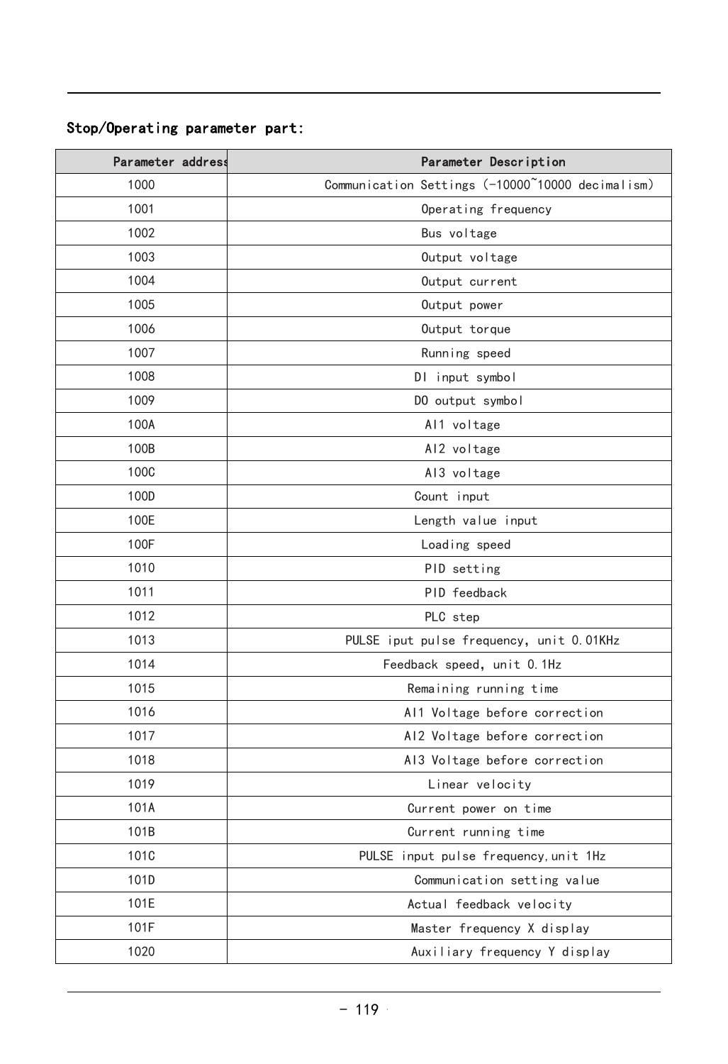**Stop/Operating parameter part:**

| Parameter address | Parameter Description |
|---|---|
| 1000 | Communication Settings (-10000~10000 decimalism) |
| 1001 | Operating frequency |
| 1002 | Bus voltage |
| 1003 | Output voltage |
| 1004 | Output current |
| 1005 | Output power |
| 1006 | Output torque |
| 1007 | Running speed |
| 1008 | DI input symbol |
| 1009 | DO output symbol |
| 100A | AI1 voltage |
| 100B | AI2 voltage |
| 100C | AI3 voltage |
| 100D | Count input |
| 100E | Length value input |
| 100F | Loading speed |
| 1010 | PID setting |
| 1011 | PID feedback |
| 1012 | PLC step |
| 1013 | PULSE iput pulse frequency, unit 0.01KHz |
| 1014 | Feedback speed, unit 0.1Hz |
| 1015 | Remaining running time |
| 1016 | AI1 Voltage before correction |
| 1017 | AI2 Voltage before correction |
| 1018 | AI3 Voltage before correction |
| 1019 | Linear velocity |
| 101A | Current power on time |
| 101B | Current running time |
| 101C | PULSE input pulse frequency,unit 1Hz |
| 101D | Communication setting value |
| 101E | Actual feedback velocity |
| 101F | Master frequency X display |
| 1020 | Auxiliary frequency Y display |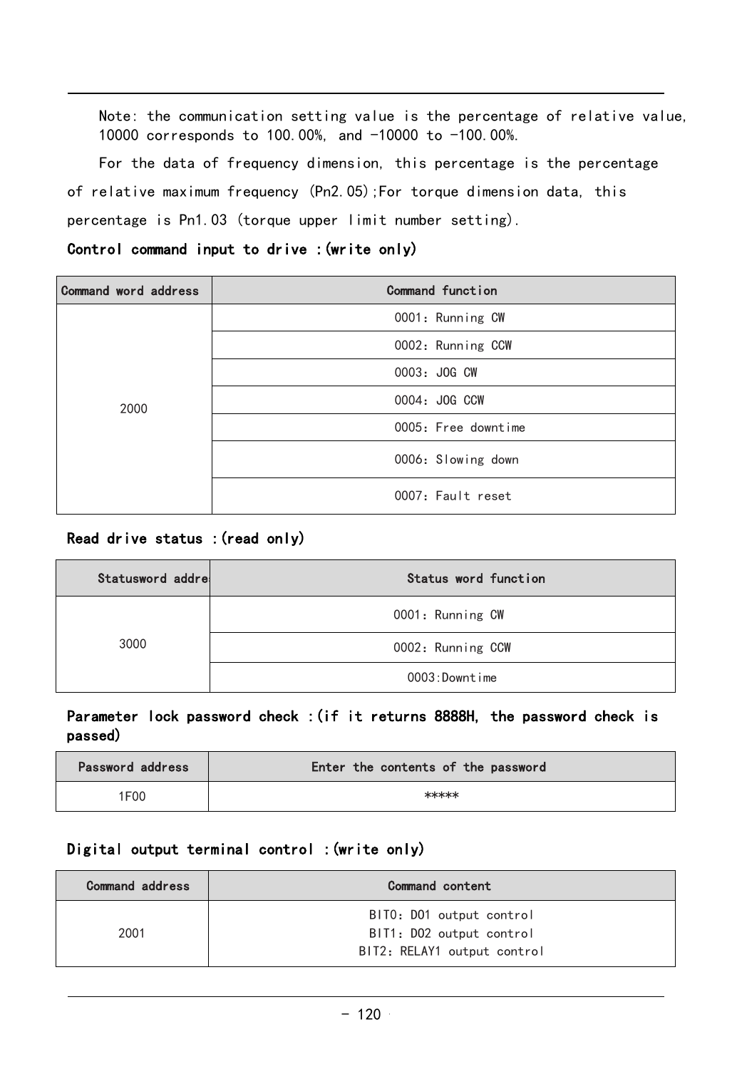Note: the communication setting value is the percentage of relative value, 10000 corresponds to 100.00%, and -10000 to -100.00%.

For the data of frequency dimension, this percentage is the percentage of relative maximum frequency (Pn2.05);For torque dimension data, this percentage is Pn1.03 (torque upper limit number setting).

**Control command input to drive :(write only)**

| Command word address | Command function |
|---|---|
| 2000 | 0001: Running CW |
| | 0002: Running CCW |
| | 0003: JOG CW |
| | 0004: JOG CCW |
| | 0005: Free downtime |
| | 0006: Slowing down |
| | 0007: Fault reset |

**Read drive status :(read only)**

| Statusword addre | Status word function |
|---|---|
| 3000 | 0001: Running CW |
| | 0002: Running CCW |
| | 0003:Downtime |

**Parameter lock password check :(if it returns 8888H, the password check is passed)**

| Password address | Enter the contents of the password |
|---|---|
| 1F00 | ***** |

**Digital output terminal control :(write only)**

| Command address | Command content |
|---|---|
| 2001 | BIT0: DO1 output control<br>BIT1: DO2 output control<br>BIT2: RELAY1 output control |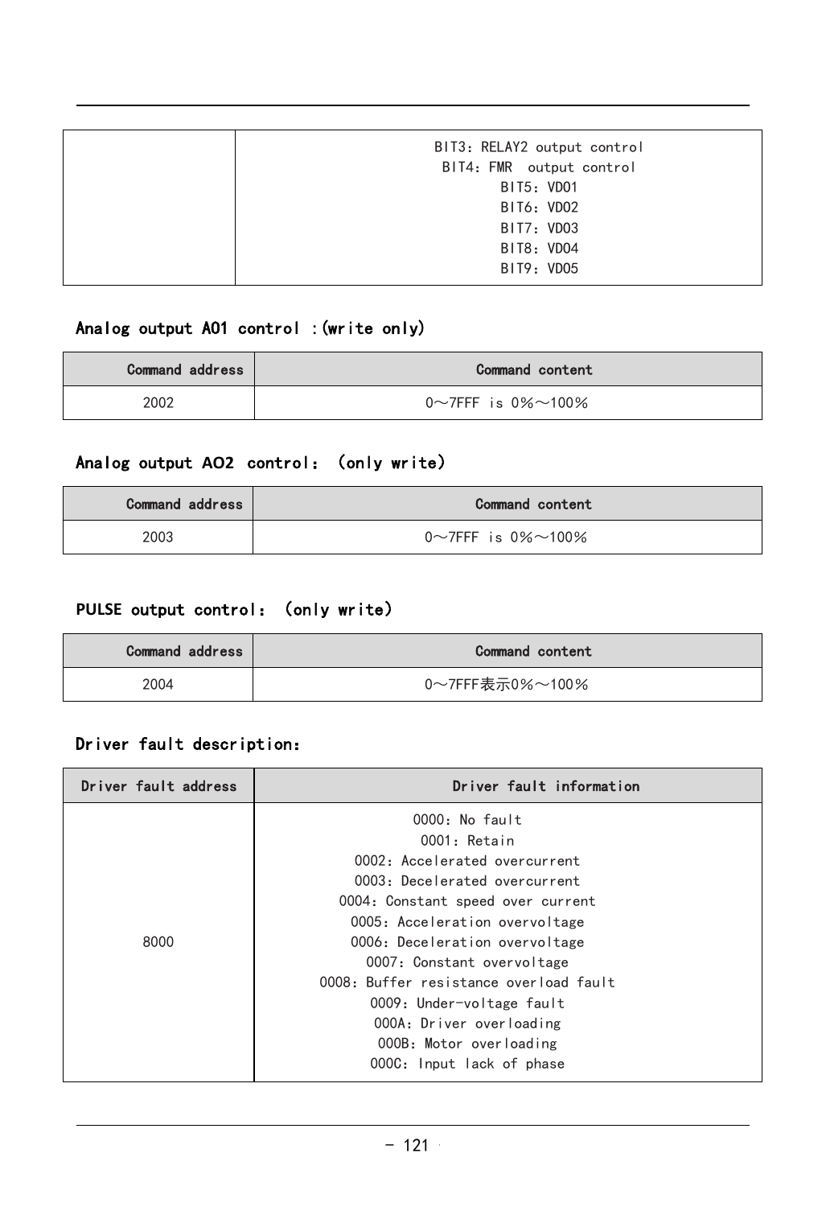| | BIT3：RELAY2 output control<br>BIT4：FMR output control<br>BIT5：VDO1<br>BIT6：VDO2<br>BIT7：VDO3<br>BIT8：VDO4<br>BIT9：VDO5 |
|---|---|

### Analog output AO1 control :(write only)

| Command address | Command content |
|---|---|
| 2002 | 0～7FFF is 0%～100% |

### Analog output AO2 control：（only write）

| Command address | Command content |
|---|---|
| 2003 | 0～7FFF is 0%～100% |

### PULSE output control：（only write）

| Command address | Command content |
|---|---|
| 2004 | 0～7FFF表示0%～100% |

### Driver fault description：

| Driver fault address | Driver fault information |
|---|---|
| 8000 | 0000：No fault<br>0001：Retain<br>0002：Accelerated overcurrent<br>0003：Decelerated overcurrent<br>0004：Constant speed over current<br>0005：Acceleration overvoltage<br>0006：Deceleration overvoltage<br>0007：Constant overvoltage<br>0008：Buffer resistance overload fault<br>0009：Under-voltage fault<br>000A：Driver overloading<br>000B：Motor overloading<br>000C：Input lack of phase |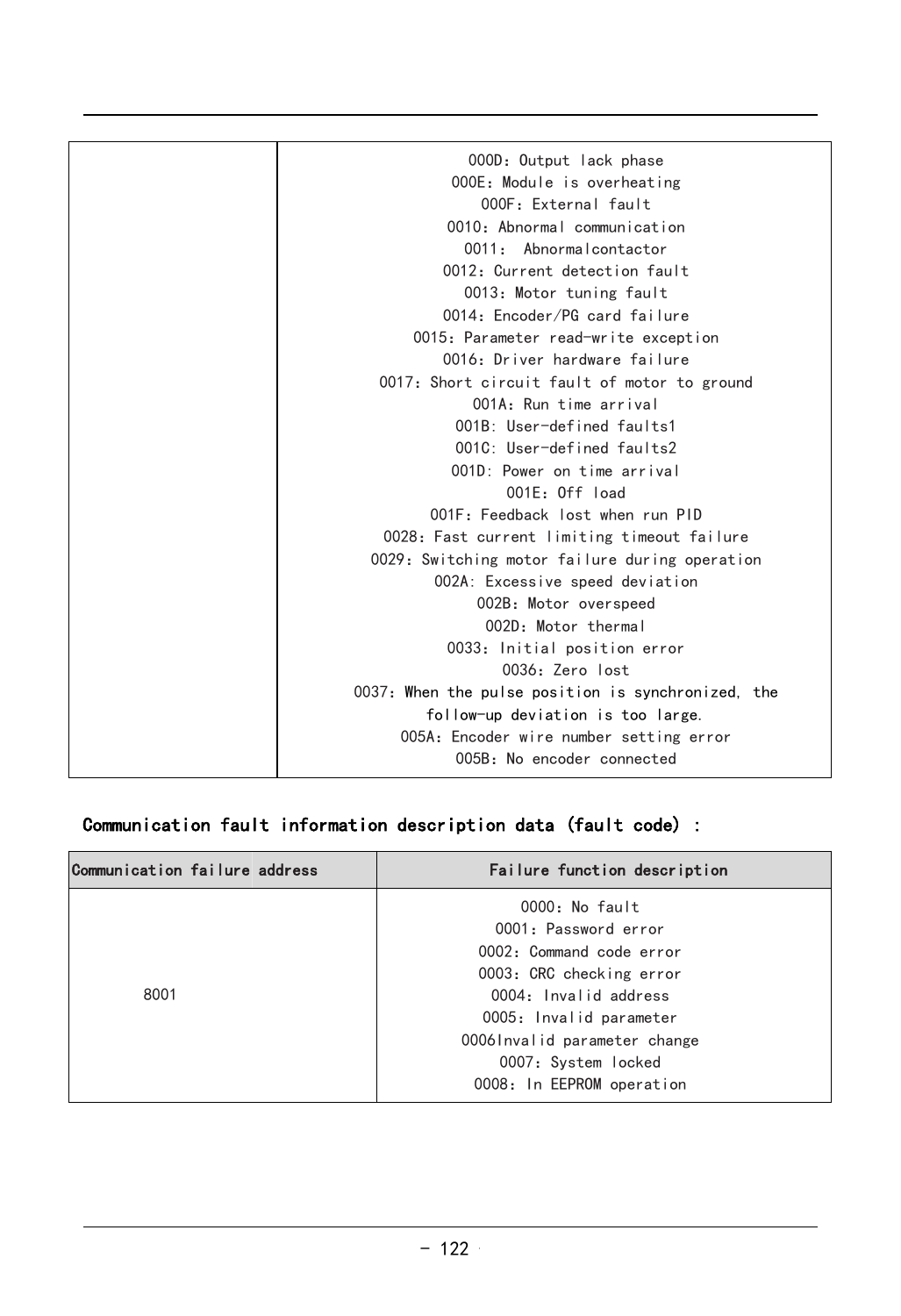| | |
|---|---|
| | 000D: Output lack phase<br>000E: Module is overheating<br>000F: External fault<br>0010: Abnormal communication<br>0011:  Abnormalcontactor<br>0012: Current detection fault<br>0013: Motor tuning fault<br>0014: Encoder/PG card failure<br>0015: Parameter read-write exception<br>0016: Driver hardware failure<br>0017: Short circuit fault of motor to ground<br>001A: Run time arrival<br>001B: User-defined faults1<br>001C: User-defined faults2<br>001D: Power on time arrival<br>001E: Off load<br>001F: Feedback lost when run PID<br>0028: Fast current limiting timeout failure<br>0029: Switching motor failure during operation<br>002A: Excessive speed deviation<br>002B: Motor overspeed<br>002D: Motor thermal<br>0033: Initial position error<br>0036: Zero lost<br>0037: When the pulse position is synchronized, the follow-up deviation is too large.<br>005A: Encoder wire number setting error<br>005B: No encoder connected |

**Communication fault information description data (fault code) :**

| Communication failure address | Failure function description |
|---|---|
| 8001 | 0000: No fault<br>0001: Password error<br>0002: Command code error<br>0003: CRC checking error<br>0004: Invalid address<br>0005: Invalid parameter<br>0006Invalid parameter change<br>0007: System locked<br>0008: In EEPROM operation |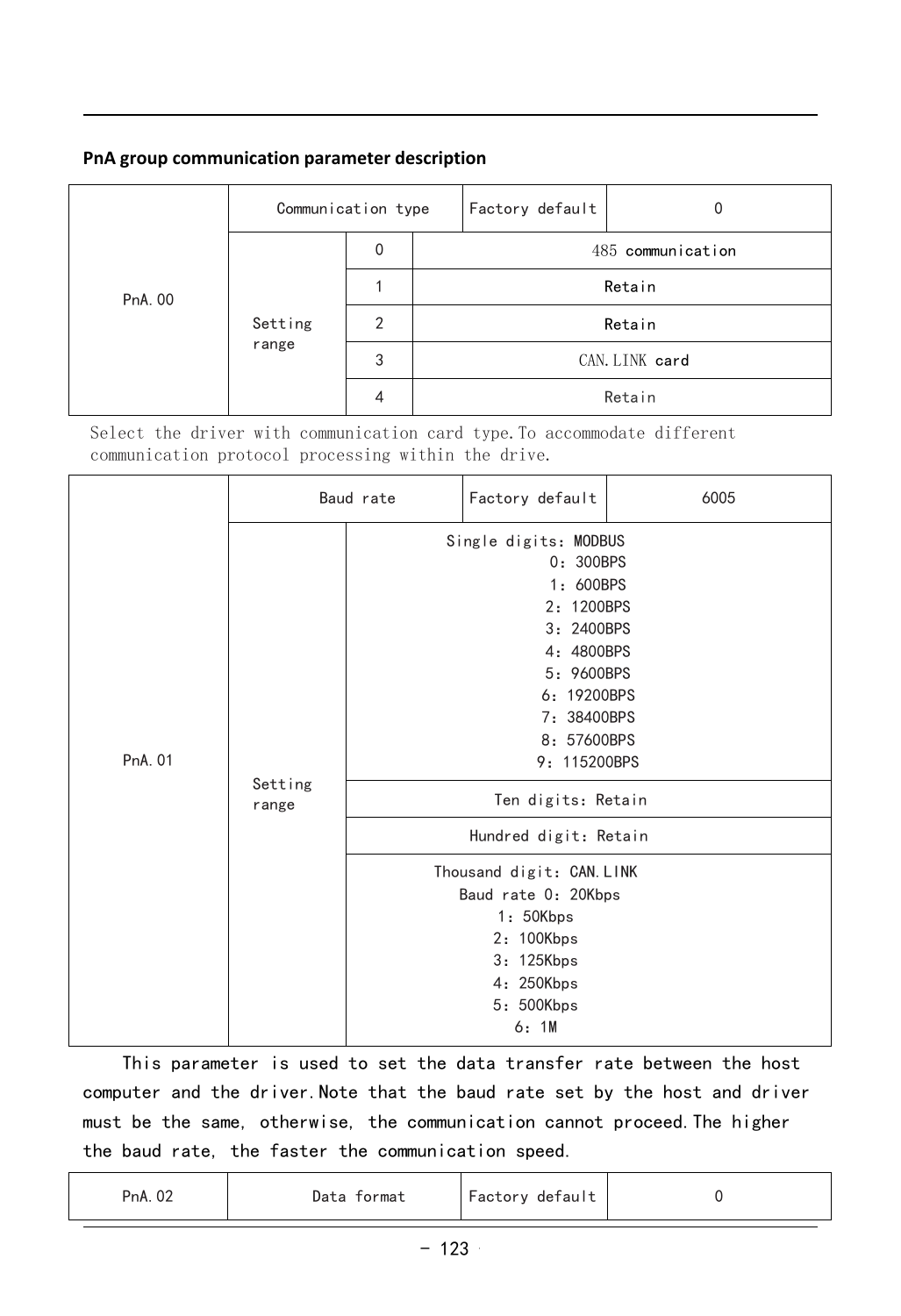**PnA group communication parameter description**

| PnA.00 | Communication type | | Factory default | 0 |
|---|---|---|---|---|
| | Setting range | 0 | 485 communication | |
| | | 1 | Retain | |
| | | 2 | Retain | |
| | | 3 | CAN.LINK card | |
| | | 4 | Retain | |

Select the driver with communication card type.To accommodate different communication protocol processing within the drive.

| PnA.01 | Baud rate | Factory default | 6005 |
|---|---|---|---|
| | Setting range | Single digits: MODBUS<br>0: 300BPS<br>1: 600BPS<br>2: 1200BPS<br>3: 2400BPS<br>4: 4800BPS<br>5: 9600BPS<br>6: 19200BPS<br>7: 38400BPS<br>8: 57600BPS<br>9: 115200BPS | |
| | | Ten digits: Retain | |
| | | Hundred digit: Retain | |
| | | Thousand digit: CAN.LINK<br>Baud rate 0: 20Kbps<br>1: 50Kbps<br>2: 100Kbps<br>3: 125Kbps<br>4: 250Kbps<br>5: 500Kbps<br>6: 1M | |

This parameter is used to set the data transfer rate between the host computer and the driver.Note that the baud rate set by the host and driver must be the same, otherwise, the communication cannot proceed.The higher the baud rate, the faster the communication speed.

| PnA.02 | Data format | Factory default | 0 |
|---|---|---|---|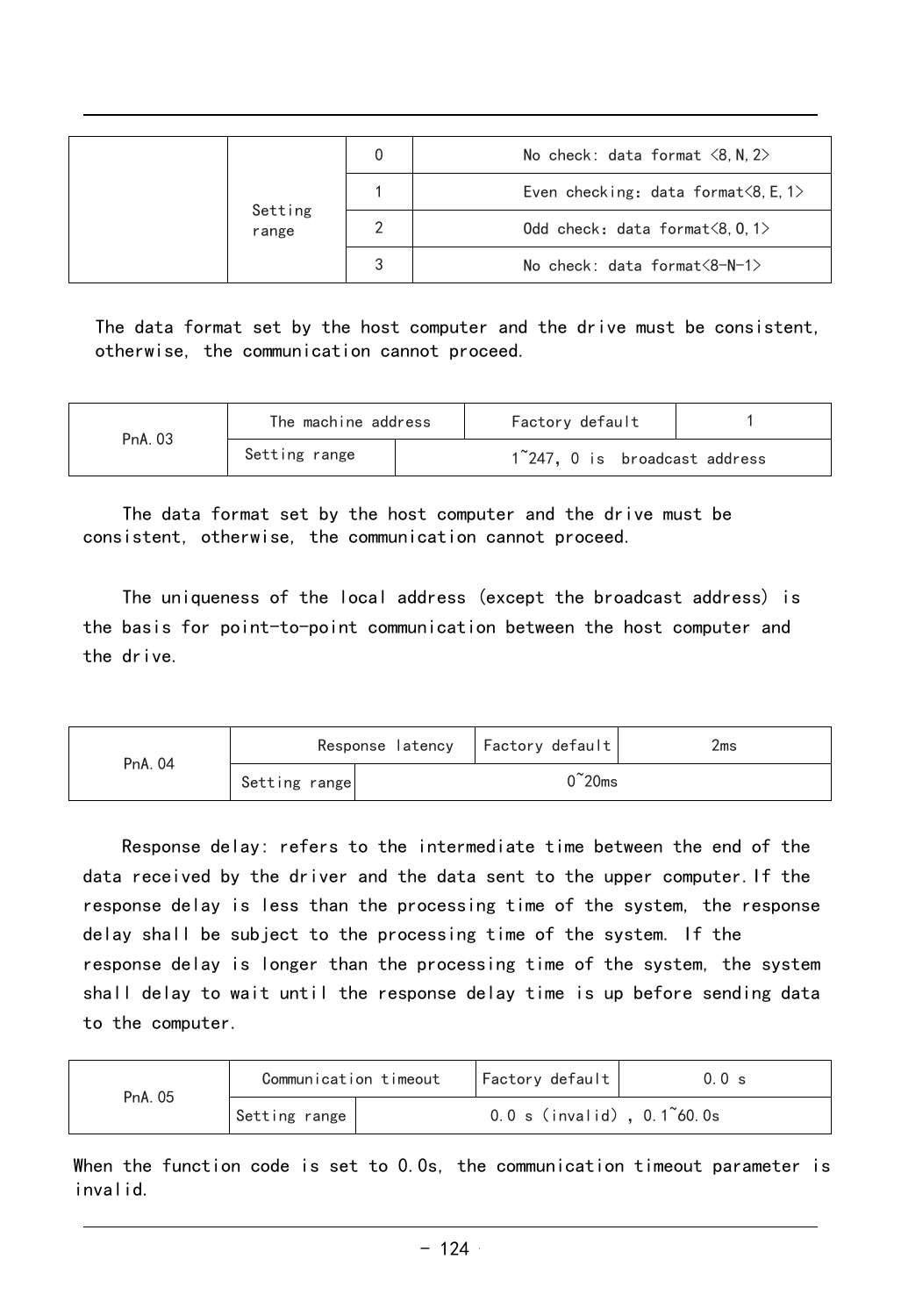| | | | |
|---|---|---|---|
| | Setting range | 0 | No check: data format <8,N,2> |
| | | 1 | Even checking: data format<8,E,1> |
| | | 2 | Odd check: data format<8,O,1> |
| | | 3 | No check: data format<8-N-1> |

The data format set by the host computer and the drive must be consistent, otherwise, the communication cannot proceed.

| PnA.03 | The machine address | Factory default | 1 |
|---|---|---|---|
| | Setting range | 1~247, 0 is broadcast address | |

The data format set by the host computer and the drive must be consistent, otherwise, the communication cannot proceed.

The uniqueness of the local address (except the broadcast address) is the basis for point-to-point communication between the host computer and the drive.

| PnA.04 | Response latency | Factory default | 2ms |
|---|---|---|---|
| | Setting range | 0~20ms | |

Response delay: refers to the intermediate time between the end of the data received by the driver and the data sent to the upper computer. If the response delay is less than the processing time of the system, the response delay shall be subject to the processing time of the system. If the response delay is longer than the processing time of the system, the system shall delay to wait until the response delay time is up before sending data to the computer.

| PnA.05 | Communication timeout | Factory default | 0.0 s |
|---|---|---|---|
| | Setting range | 0.0 s (invalid), 0.1~60.0s | |

When the function code is set to 0.0s, the communication timeout parameter is invalid.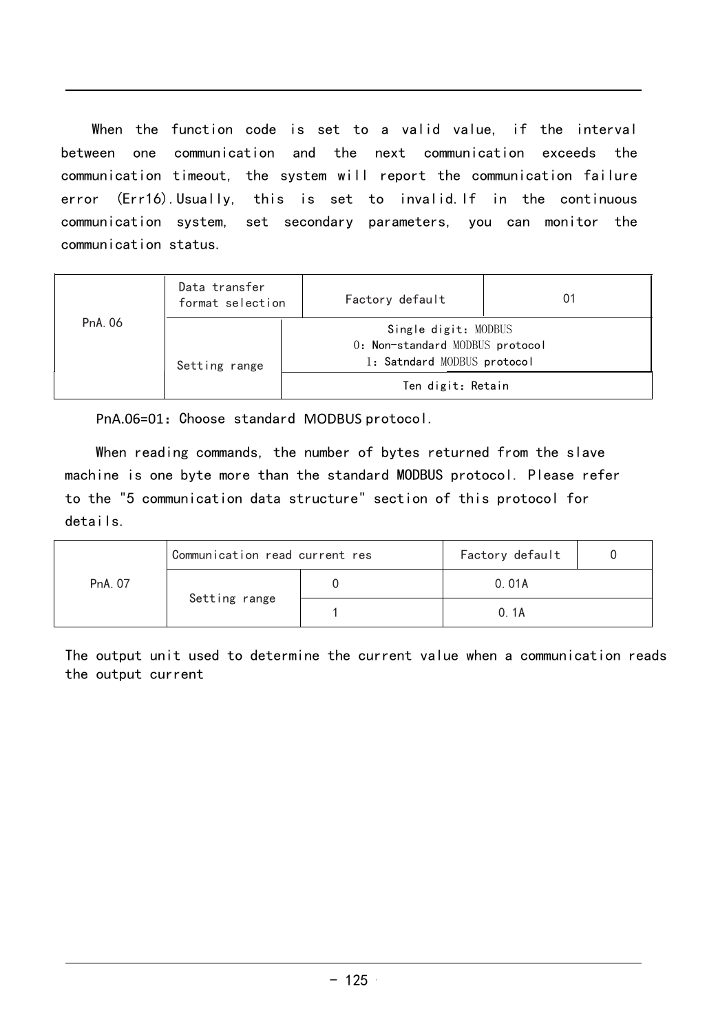When the function code is set to a valid value, if the interval between one communication and the next communication exceeds the communication timeout, the system will report the communication failure error (Err16).Usually, this is set to invalid.If in the continuous communication system, set secondary parameters, you can monitor the communication status.

| | | | |
|---|---|---|---|
| PnA.06 | Data transfer format selection | Factory default | 01 |
| | Setting range | Single digit: MODBUS<br>0: Non-standard MODBUS protocol<br>1: Satndard MODBUS protocol | |
| | | Ten digit: Retain | |

PnA.06=01: Choose standard MODBUS protocol.

When reading commands, the number of bytes returned from the slave machine is one byte more than the standard MODBUS protocol. Please refer to the "5 communication data structure" section of this protocol for details.

| | | | | |
|---|---|---|---|---|
| PnA.07 | Communication read current res | | Factory default | 0 |
| | Setting range | 0 | 0.01A | |
| | | 1 | 0.1A | |

The output unit used to determine the current value when a communication reads the output current